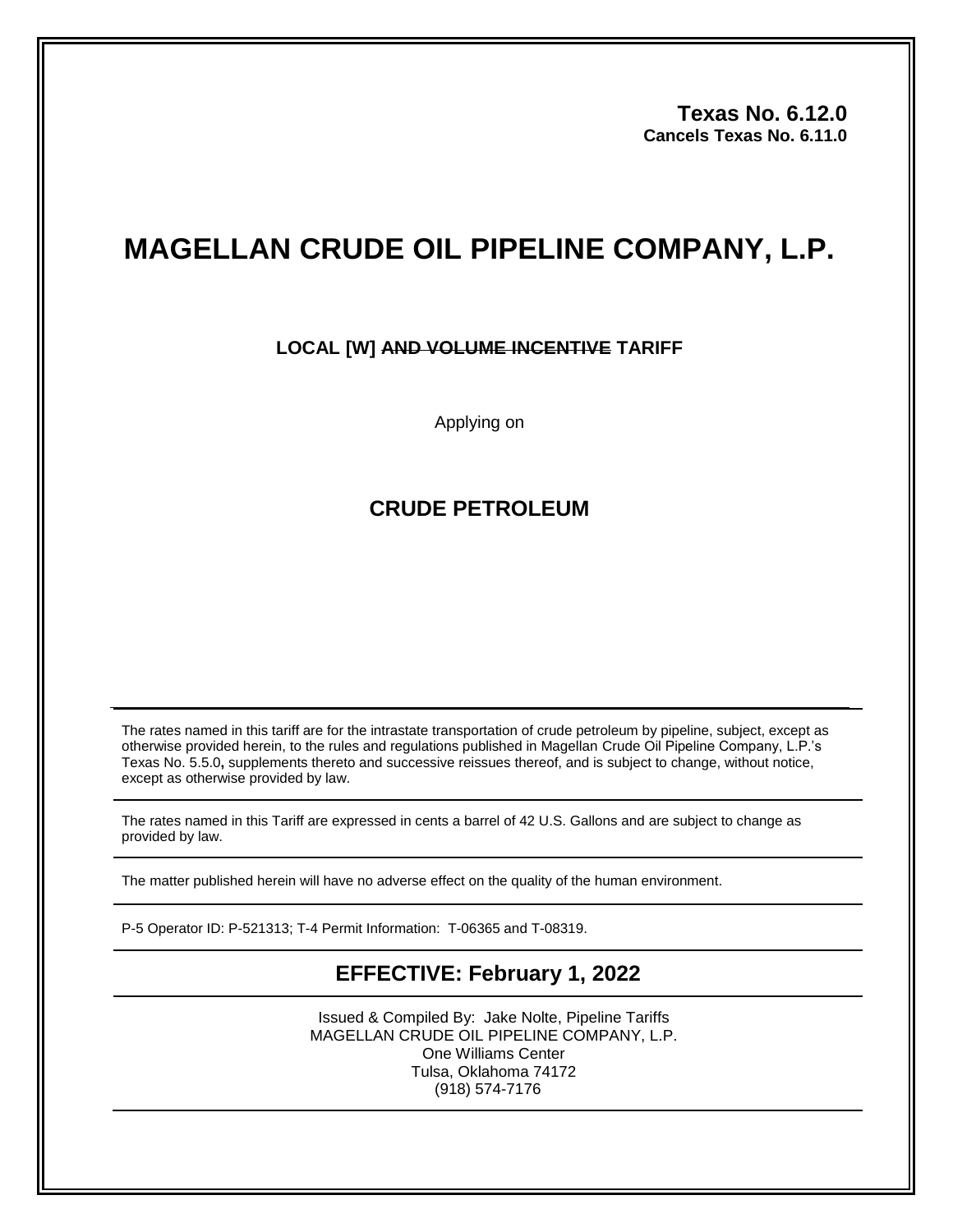**Texas No. 6.12.0**
**Cancels Texas No. 6.11.0**

# MAGELLAN CRUDE OIL PIPELINE COMPANY, L.P.

**LOCAL [W] ~~AND VOLUME INCENTIVE~~ TARIFF**

Applying on

## CRUDE PETROLEUM

The rates named in this tariff are for the intrastate transportation of crude petroleum by pipeline, subject, except as otherwise provided herein, to the rules and regulations published in Magellan Crude Oil Pipeline Company, L.P.'s Texas No. 5.5.0**,** supplements thereto and successive reissues thereof, and is subject to change, without notice, except as otherwise provided by law.

The rates named in this Tariff are expressed in cents a barrel of 42 U.S. Gallons and are subject to change as provided by law.

The matter published herein will have no adverse effect on the quality of the human environment.

P-5 Operator ID: P-521313; T-4 Permit Information: T-06365 and T-08319.

## EFFECTIVE: February 1, 2022

Issued & Compiled By: Jake Nolte, Pipeline Tariffs
MAGELLAN CRUDE OIL PIPELINE COMPANY, L.P.
One Williams Center
Tulsa, Oklahoma 74172
(918) 574-7176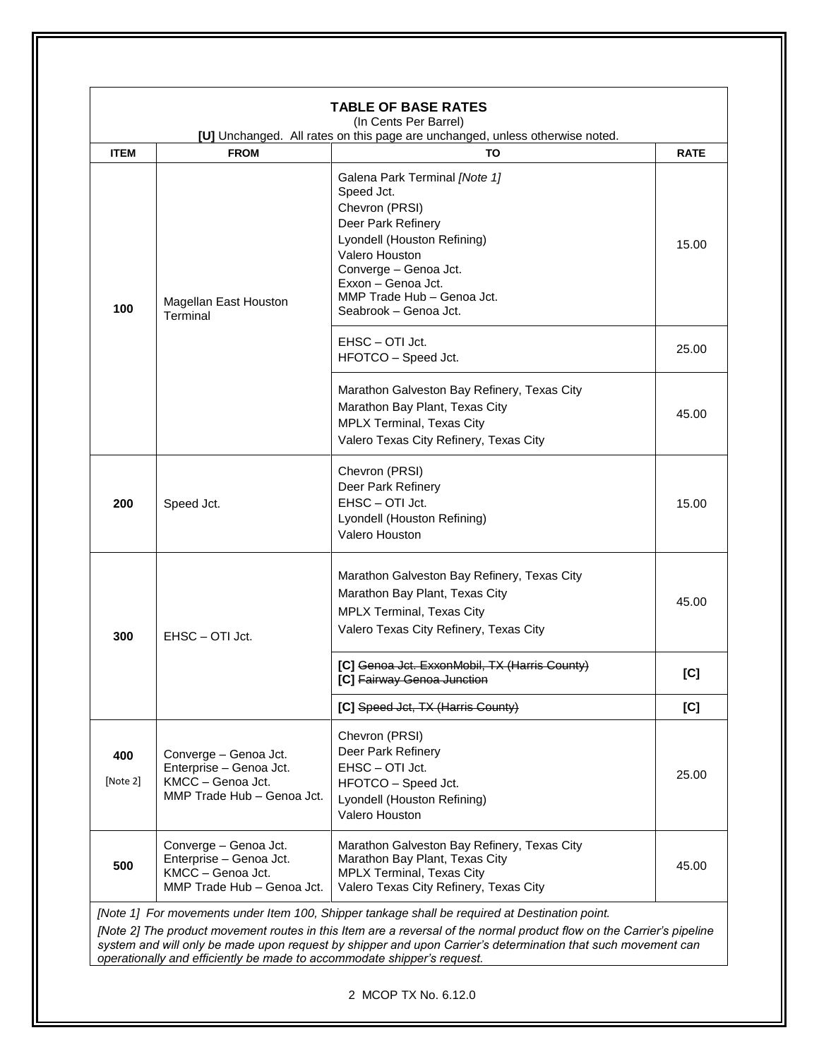**TABLE OF BASE RATES**

(In Cents Per Barrel)

**[U]** Unchanged. All rates on this page are unchanged, unless otherwise noted.

| ITEM | FROM | TO | RATE |
|---|---|---|---|
| **100** | Magellan East Houston Terminal | Galena Park Terminal *[Note 1]*<br>Speed Jct.<br>Chevron (PRSI)<br>Deer Park Refinery<br>Lyondell (Houston Refining)<br>Valero Houston<br>Converge – Genoa Jct.<br>Exxon – Genoa Jct.<br>MMP Trade Hub – Genoa Jct.<br>Seabrook – Genoa Jct. | 15.00 |
| | | EHSC – OTI Jct.<br>HFOTCO – Speed Jct. | 25.00 |
| | | Marathon Galveston Bay Refinery, Texas City<br>Marathon Bay Plant, Texas City<br>MPLX Terminal, Texas City<br>Valero Texas City Refinery, Texas City | 45.00 |
| **200** | Speed Jct. | Chevron (PRSI)<br>Deer Park Refinery<br>EHSC – OTI Jct.<br>Lyondell (Houston Refining)<br>Valero Houston | 15.00 |
| **300** | EHSC – OTI Jct. | Marathon Galveston Bay Refinery, Texas City<br>Marathon Bay Plant, Texas City<br>MPLX Terminal, Texas City<br>Valero Texas City Refinery, Texas City | 45.00 |
| | | **[C]** ~~Genoa Jct. ExxonMobil, TX (Harris County)~~<br>**[C]** ~~Fairway Genoa Junction~~ | **[C]** |
| | | **[C]** ~~Speed Jct, TX (Harris County)~~ | **[C]** |
| **400**<br>[Note 2] | Converge – Genoa Jct.<br>Enterprise – Genoa Jct.<br>KMCC – Genoa Jct.<br>MMP Trade Hub – Genoa Jct. | Chevron (PRSI)<br>Deer Park Refinery<br>EHSC – OTI Jct.<br>HFOTCO – Speed Jct.<br>Lyondell (Houston Refining)<br>Valero Houston | 25.00 |
| **500** | Converge – Genoa Jct.<br>Enterprise – Genoa Jct.<br>KMCC – Genoa Jct.<br>MMP Trade Hub – Genoa Jct. | Marathon Galveston Bay Refinery, Texas City<br>Marathon Bay Plant, Texas City<br>MPLX Terminal, Texas City<br>Valero Texas City Refinery, Texas City | 45.00 |

*[Note 1] For movements under Item 100, Shipper tankage shall be required at Destination point.*

*[Note 2] The product movement routes in this Item are a reversal of the normal product flow on the Carrier's pipeline system and will only be made upon request by shipper and upon Carrier's determination that such movement can operationally and efficiently be made to accommodate shipper's request.*

MCOP TX No. 6.12.0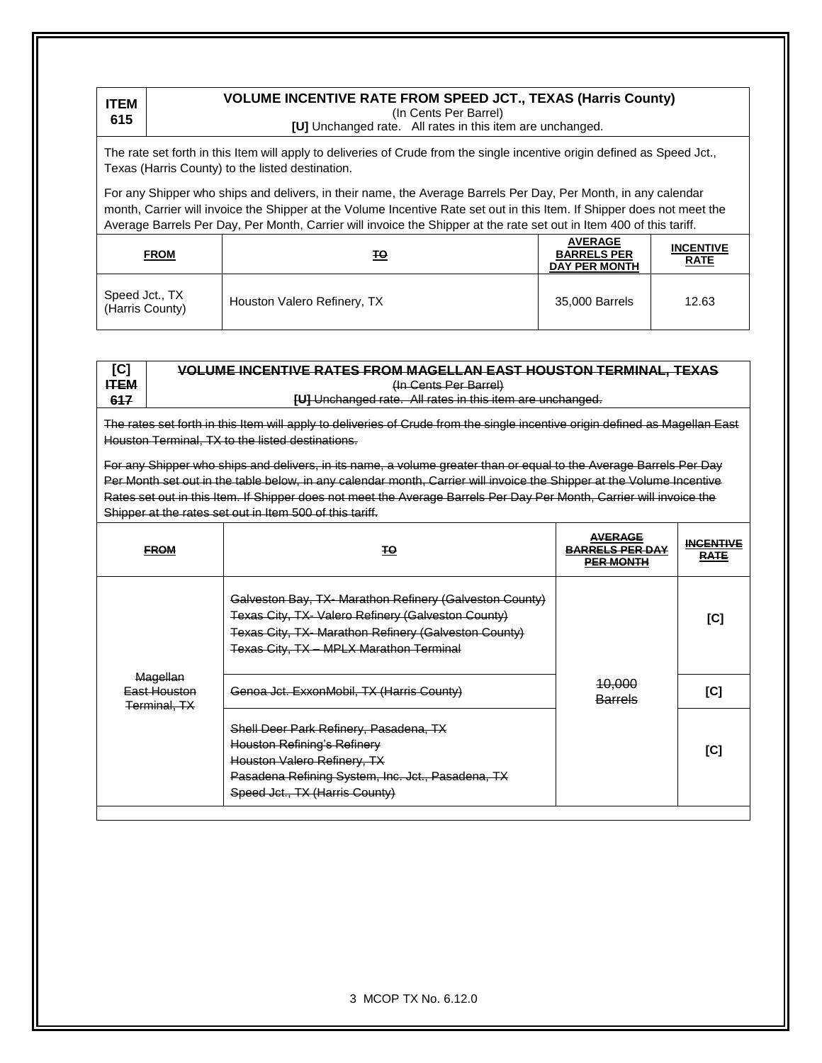| **ITEM 615** | **VOLUME INCENTIVE RATE FROM SPEED JCT., TEXAS (Harris County)**<br>(In Cents Per Barrel)<br>**[U]** Unchanged rate. All rates in this item are unchanged. |
|---|---|

The rate set forth in this Item will apply to deliveries of Crude from the single incentive origin defined as Speed Jct., Texas (Harris County) to the listed destination.

For any Shipper who ships and delivers, in their name, the Average Barrels Per Day, Per Month, in any calendar month, Carrier will invoice the Shipper at the Volume Incentive Rate set out in this Item. If Shipper does not meet the Average Barrels Per Day, Per Month, Carrier will invoice the Shipper at the rate set out in Item 400 of this tariff.

| FROM | ~~TO~~ | AVERAGE BARRELS PER DAY PER MONTH | INCENTIVE RATE |
|---|---|---|---|
| Speed Jct., TX (Harris County) | Houston Valero Refinery, TX | 35,000 Barrels | 12.63 |

| **[C] ~~ITEM 617~~** | ~~**VOLUME INCENTIVE RATES FROM MAGELLAN EAST HOUSTON TERMINAL, TEXAS**~~<br>~~(In Cents Per Barrel)~~<br>~~**[U]** Unchanged rate. All rates in this item are unchanged.~~ |
|---|---|

~~The rates set forth in this Item will apply to deliveries of Crude from the single incentive origin defined as Magellan East Houston Terminal, TX to the listed destinations.~~

~~For any Shipper who ships and delivers, in its name, a volume greater than or equal to the Average Barrels Per Day Per Month set out in the table below, in any calendar month, Carrier will invoice the Shipper at the Volume Incentive Rates set out in this Item. If Shipper does not meet the Average Barrels Per Day Per Month, Carrier will invoice the Shipper at the rates set out in Item 500 of this tariff.~~

| ~~FROM~~ | ~~TO~~ | ~~AVERAGE BARRELS PER DAY PER MONTH~~ | ~~INCENTIVE RATE~~ |
|---|---|---|---|
| ~~Magellan East Houston Terminal, TX~~ | ~~Galveston Bay, TX- Marathon Refinery (Galveston County)~~<br>~~Texas City, TX- Valero Refinery (Galveston County)~~<br>~~Texas City, TX- Marathon Refinery (Galveston County)~~<br>~~Texas City, TX – MPLX Marathon Terminal~~ | ~~10,000 Barrels~~ | [C] |
| | ~~Genoa Jct. ExxonMobil, TX (Harris County)~~ | | [C] |
| | ~~Shell Deer Park Refinery, Pasadena, TX~~<br>~~Houston Refining's Refinery~~<br>~~Houston Valero Refinery, TX~~<br>~~Pasadena Refining System, Inc. Jct., Pasadena, TX~~<br>~~Speed Jct., TX (Harris County)~~ | | [C] |

MCOP TX No. 6.12.0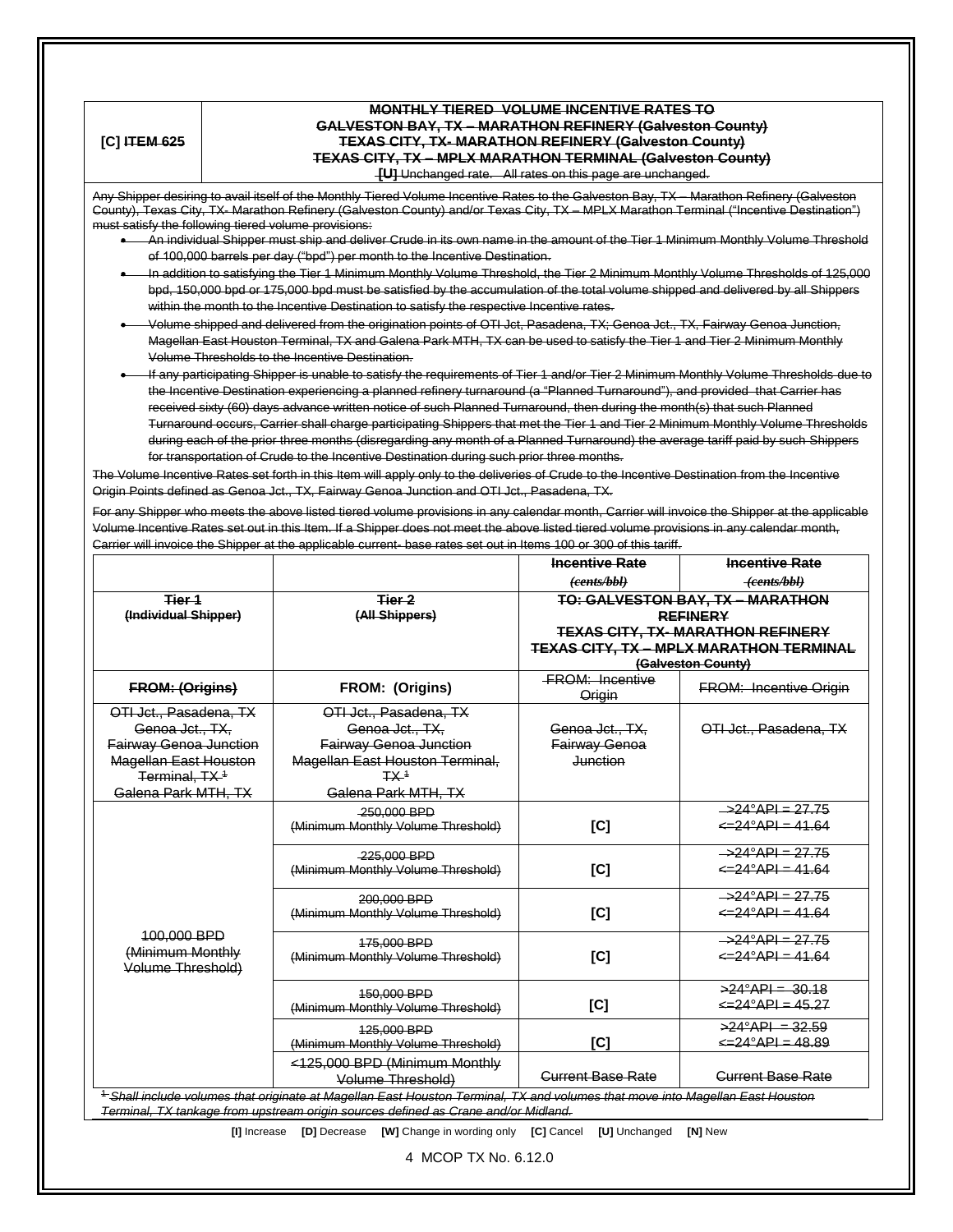| [C] ~~ITEM 625~~ | ~~MONTHLY TIERED VOLUME INCENTIVE RATES TO GALVESTON BAY, TX – MARATHON REFINERY (Galveston County) TEXAS CITY, TX- MARATHON REFINERY (Galveston County) TEXAS CITY, TX – MPLX MARATHON TERMINAL (Galveston County)~~ ~~[U] Unchanged rate. All rates on this page are unchanged.~~ |
|---|---|

~~Any Shipper desiring to avail itself of the Monthly Tiered Volume Incentive Rates to the Galveston Bay, TX – Marathon Refinery (Galveston County), Texas City, TX- Marathon Refinery (Galveston County) and/or Texas City, TX – MPLX Marathon Terminal ("Incentive Destination") must satisfy the following tiered volume provisions:~~

- ~~An individual Shipper must ship and deliver Crude in its own name in the amount of the Tier 1 Minimum Monthly Volume Threshold of 100,000 barrels per day ("bpd") per month to the Incentive Destination.~~
- ~~In addition to satisfying the Tier 1 Minimum Monthly Volume Threshold, the Tier 2 Minimum Monthly Volume Thresholds of 125,000 bpd, 150,000 bpd or 175,000 bpd must be satisfied by the accumulation of the total volume shipped and delivered by all Shippers within the month to the Incentive Destination to satisfy the respective Incentive rates.~~
- ~~Volume shipped and delivered from the origination points of OTI Jct, Pasadena, TX; Genoa Jct., TX, Fairway Genoa Junction, Magellan East Houston Terminal, TX and Galena Park MTH, TX can be used to satisfy the Tier 1 and Tier 2 Minimum Monthly Volume Thresholds to the Incentive Destination.~~
- ~~If any participating Shipper is unable to satisfy the requirements of Tier 1 and/or Tier 2 Minimum Monthly Volume Thresholds due to the Incentive Destination experiencing a planned refinery turnaround (a "Planned Turnaround"), and provided that Carrier has received sixty (60) days advance written notice of such Planned Turnaround, then during the month(s) that such Planned Turnaround occurs, Carrier shall charge participating Shippers that met the Tier 1 and Tier 2 Minimum Monthly Volume Thresholds during each of the prior three months (disregarding any month of a Planned Turnaround) the average tariff paid by such Shippers for transportation of Crude to the Incentive Destination during such prior three months.~~

~~The Volume Incentive Rates set forth in this Item will apply only to the deliveries of Crude to the Incentive Destination from the Incentive Origin Points defined as Genoa Jct., TX, Fairway Genoa Junction and OTI Jct., Pasadena, TX.~~

~~For any Shipper who meets the above listed tiered volume provisions in any calendar month, Carrier will invoice the Shipper at the applicable Volume Incentive Rates set out in this Item. If a Shipper does not meet the above listed tiered volume provisions in any calendar month, Carrier will invoice the Shipper at the applicable current- base rates set out in Items 100 or 300 of this tariff.~~

| | | ~~Incentive Rate~~ ~~(cents/bbl)~~ | ~~Incentive Rate~~ ~~(cents/bbl)~~ |
|---|---|---|---|
| ~~Tier 1~~ ~~(Individual Shipper)~~ | ~~Tier 2~~ ~~(All Shippers)~~ | ~~TO: GALVESTON BAY, TX – MARATHON REFINERY TEXAS CITY, TX- MARATHON REFINERY TEXAS CITY, TX – MPLX MARATHON TERMINAL (Galveston County)~~ | |
| ~~FROM: (Origins)~~ | FROM: (Origins) | ~~FROM: Incentive Origin~~ | ~~FROM: Incentive Origin~~ |
| ~~OTI Jct., Pasadena, TX Genoa Jct., TX, Fairway Genoa Junction Magellan East Houston Terminal, TX [1] Galena Park MTH, TX~~ | ~~OTI Jct., Pasadena, TX Genoa Jct., TX, Fairway Genoa Junction Magellan East Houston Terminal, TX [1] Galena Park MTH, TX~~ | ~~Genoa Jct., TX, Fairway Genoa Junction~~ | ~~OTI Jct., Pasadena, TX~~ |
| ~~100,000 BPD (Minimum Monthly Volume Threshold)~~ | ~~250,000 BPD (Minimum Monthly Volume Threshold)~~ | [C] | ~~>24°API = 27.75~~ ~~<=24°API = 41.64~~ |
| | ~~225,000 BPD (Minimum Monthly Volume Threshold)~~ | [C] | ~~>24°API = 27.75~~ ~~<=24°API = 41.64~~ |
| | ~~200,000 BPD (Minimum Monthly Volume Threshold)~~ | [C] | ~~>24°API = 27.75~~ ~~<=24°API = 41.64~~ |
| | ~~175,000 BPD (Minimum Monthly Volume Threshold)~~ | [C] | ~~>24°API = 27.75~~ ~~<=24°API = 41.64~~ |
| | ~~150,000 BPD (Minimum Monthly Volume Threshold)~~ | [C] | ~~>24°API = 30.18~~ ~~<=24°API = 45.27~~ |
| | ~~125,000 BPD (Minimum Monthly Volume Threshold)~~ | [C] | ~~>24°API = 32.59~~ ~~<=24°API = 48.89~~ |
| | ~~<125,000 BPD (Minimum Monthly Volume Threshold)~~ | ~~Current Base Rate~~ | ~~Current Base Rate~~ |

~~[1]~~ *~~Shall include volumes that originate at Magellan East Houston Terminal, TX and volumes that move into Magellan East Houston Terminal, TX tankage from upstream origin sources defined as Crane and/or Midland.~~*

**[I]** Increase **[D]** Decrease **[W]** Change in wording only **[C]** Cancel **[U]** Unchanged **[N]** New